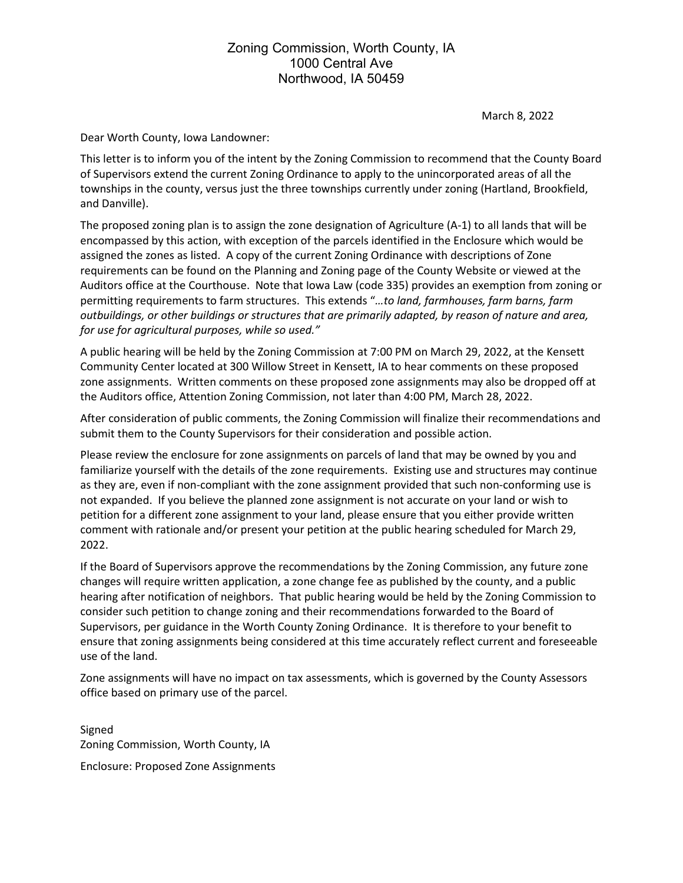Zoning Commission, Worth County, IA
1000 Central Ave
Northwood, IA 50459

March 8, 2022

Dear Worth County, Iowa Landowner:

This letter is to inform you of the intent by the Zoning Commission to recommend that the County Board of Supervisors extend the current Zoning Ordinance to apply to the unincorporated areas of all the townships in the county, versus just the three townships currently under zoning (Hartland, Brookfield, and Danville).

The proposed zoning plan is to assign the zone designation of Agriculture (A-1) to all lands that will be encompassed by this action, with exception of the parcels identified in the Enclosure which would be assigned the zones as listed. A copy of the current Zoning Ordinance with descriptions of Zone requirements can be found on the Planning and Zoning page of the County Website or viewed at the Auditors office at the Courthouse. Note that Iowa Law (code 335) provides an exemption from zoning or permitting requirements to farm structures. This extends "*…to land, farmhouses, farm barns, farm outbuildings, or other buildings or structures that are primarily adapted, by reason of nature and area, for use for agricultural purposes, while so used.*"

A public hearing will be held by the Zoning Commission at 7:00 PM on March 29, 2022, at the Kensett Community Center located at 300 Willow Street in Kensett, IA to hear comments on these proposed zone assignments. Written comments on these proposed zone assignments may also be dropped off at the Auditors office, Attention Zoning Commission, not later than 4:00 PM, March 28, 2022.

After consideration of public comments, the Zoning Commission will finalize their recommendations and submit them to the County Supervisors for their consideration and possible action.

Please review the enclosure for zone assignments on parcels of land that may be owned by you and familiarize yourself with the details of the zone requirements. Existing use and structures may continue as they are, even if non-compliant with the zone assignment provided that such non-conforming use is not expanded. If you believe the planned zone assignment is not accurate on your land or wish to petition for a different zone assignment to your land, please ensure that you either provide written comment with rationale and/or present your petition at the public hearing scheduled for March 29, 2022.

If the Board of Supervisors approve the recommendations by the Zoning Commission, any future zone changes will require written application, a zone change fee as published by the county, and a public hearing after notification of neighbors. That public hearing would be held by the Zoning Commission to consider such petition to change zoning and their recommendations forwarded to the Board of Supervisors, per guidance in the Worth County Zoning Ordinance. It is therefore to your benefit to ensure that zoning assignments being considered at this time accurately reflect current and foreseeable use of the land.

Zone assignments will have no impact on tax assessments, which is governed by the County Assessors office based on primary use of the parcel.

Signed
Zoning Commission, Worth County, IA

Enclosure: Proposed Zone Assignments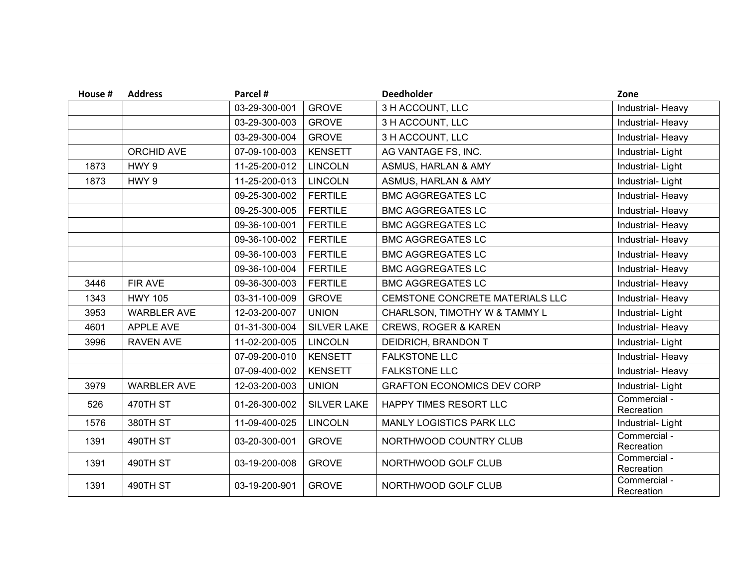| House # | Address | Parcel # | | Deedholder | Zone |
|---|---|---|---|---|---|
| | | 03-29-300-001 | GROVE | 3 H ACCOUNT, LLC | Industrial- Heavy |
| | | 03-29-300-003 | GROVE | 3 H ACCOUNT, LLC | Industrial- Heavy |
| | | 03-29-300-004 | GROVE | 3 H ACCOUNT, LLC | Industrial- Heavy |
| | ORCHID AVE | 07-09-100-003 | KENSETT | AG VANTAGE FS, INC. | Industrial- Light |
| 1873 | HWY 9 | 11-25-200-012 | LINCOLN | ASMUS, HARLAN & AMY | Industrial- Light |
| 1873 | HWY 9 | 11-25-200-013 | LINCOLN | ASMUS, HARLAN & AMY | Industrial- Light |
| | | 09-25-300-002 | FERTILE | BMC AGGREGATES LC | Industrial- Heavy |
| | | 09-25-300-005 | FERTILE | BMC AGGREGATES LC | Industrial- Heavy |
| | | 09-36-100-001 | FERTILE | BMC AGGREGATES LC | Industrial- Heavy |
| | | 09-36-100-002 | FERTILE | BMC AGGREGATES LC | Industrial- Heavy |
| | | 09-36-100-003 | FERTILE | BMC AGGREGATES LC | Industrial- Heavy |
| | | 09-36-100-004 | FERTILE | BMC AGGREGATES LC | Industrial- Heavy |
| 3446 | FIR AVE | 09-36-300-003 | FERTILE | BMC AGGREGATES LC | Industrial- Heavy |
| 1343 | HWY 105 | 03-31-100-009 | GROVE | CEMSTONE CONCRETE MATERIALS LLC | Industrial- Heavy |
| 3953 | WARBLER AVE | 12-03-200-007 | UNION | CHARLSON, TIMOTHY W & TAMMY L | Industrial- Light |
| 4601 | APPLE AVE | 01-31-300-004 | SILVER LAKE | CREWS, ROGER & KAREN | Industrial- Heavy |
| 3996 | RAVEN AVE | 11-02-200-005 | LINCOLN | DEIDRICH, BRANDON T | Industrial- Light |
| | | 07-09-200-010 | KENSETT | FALKSTONE LLC | Industrial- Heavy |
| | | 07-09-400-002 | KENSETT | FALKSTONE LLC | Industrial- Heavy |
| 3979 | WARBLER AVE | 12-03-200-003 | UNION | GRAFTON ECONOMICS DEV CORP | Industrial- Light |
| 526 | 470TH ST | 01-26-300-002 | SILVER LAKE | HAPPY TIMES RESORT LLC | Commercial - Recreation |
| 1576 | 380TH ST | 11-09-400-025 | LINCOLN | MANLY LOGISTICS PARK LLC | Industrial- Light |
| 1391 | 490TH ST | 03-20-300-001 | GROVE | NORTHWOOD COUNTRY CLUB | Commercial - Recreation |
| 1391 | 490TH ST | 03-19-200-008 | GROVE | NORTHWOOD GOLF CLUB | Commercial - Recreation |
| 1391 | 490TH ST | 03-19-200-901 | GROVE | NORTHWOOD GOLF CLUB | Commercial - Recreation |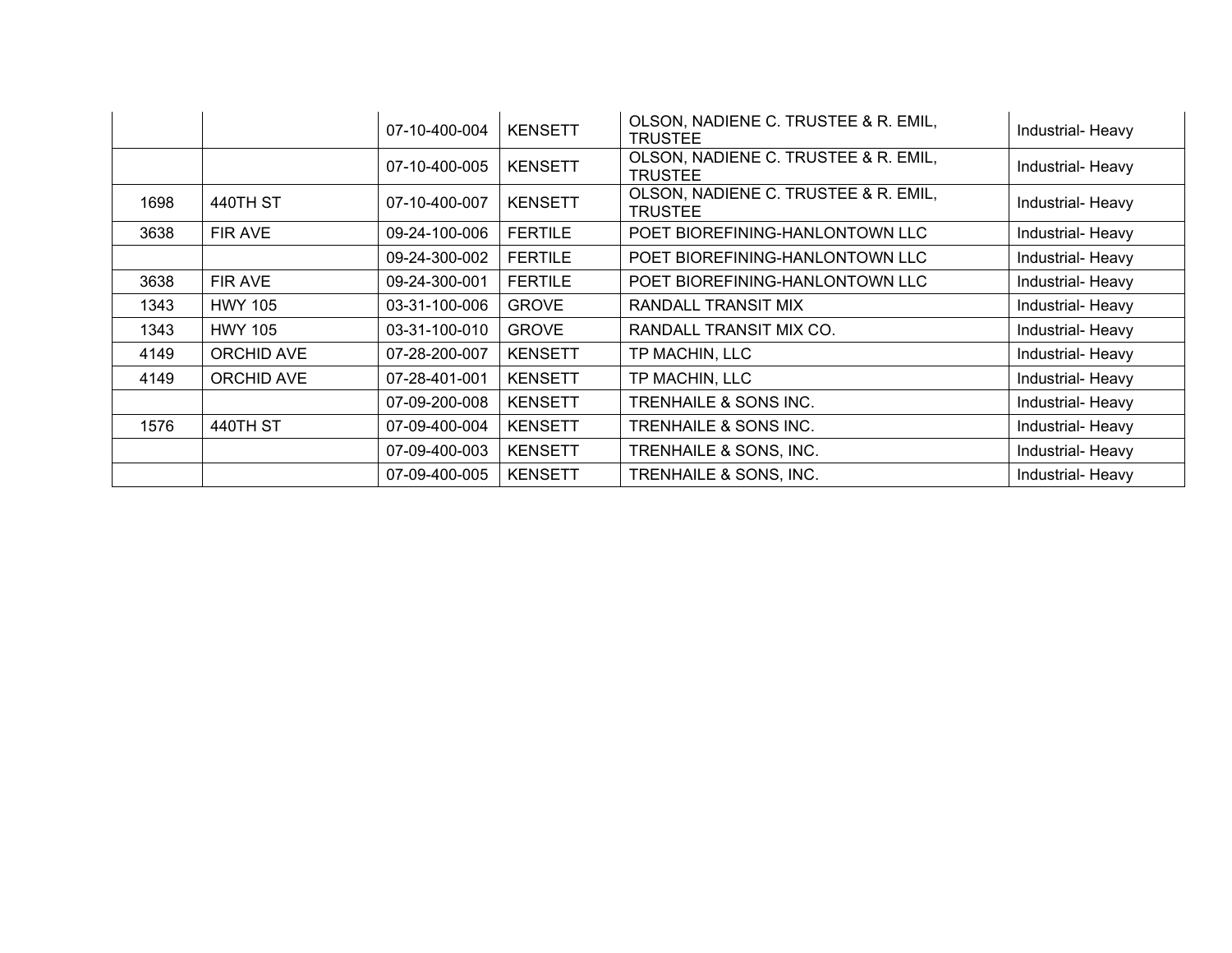| | | | | | |
|---|---|---|---|---|---|
| | | 07-10-400-004 | KENSETT | OLSON, NADIENE C. TRUSTEE & R. EMIL, TRUSTEE | Industrial- Heavy |
| | | 07-10-400-005 | KENSETT | OLSON, NADIENE C. TRUSTEE & R. EMIL, TRUSTEE | Industrial- Heavy |
| 1698 | 440TH ST | 07-10-400-007 | KENSETT | OLSON, NADIENE C. TRUSTEE & R. EMIL, TRUSTEE | Industrial- Heavy |
| 3638 | FIR AVE | 09-24-100-006 | FERTILE | POET BIOREFINING-HANLONTOWN LLC | Industrial- Heavy |
| | | 09-24-300-002 | FERTILE | POET BIOREFINING-HANLONTOWN LLC | Industrial- Heavy |
| 3638 | FIR AVE | 09-24-300-001 | FERTILE | POET BIOREFINING-HANLONTOWN LLC | Industrial- Heavy |
| 1343 | HWY 105 | 03-31-100-006 | GROVE | RANDALL TRANSIT MIX | Industrial- Heavy |
| 1343 | HWY 105 | 03-31-100-010 | GROVE | RANDALL TRANSIT MIX CO. | Industrial- Heavy |
| 4149 | ORCHID AVE | 07-28-200-007 | KENSETT | TP MACHIN, LLC | Industrial- Heavy |
| 4149 | ORCHID AVE | 07-28-401-001 | KENSETT | TP MACHIN, LLC | Industrial- Heavy |
| | | 07-09-200-008 | KENSETT | TRENHAILE & SONS INC. | Industrial- Heavy |
| 1576 | 440TH ST | 07-09-400-004 | KENSETT | TRENHAILE & SONS INC. | Industrial- Heavy |
| | | 07-09-400-003 | KENSETT | TRENHAILE & SONS, INC. | Industrial- Heavy |
| | | 07-09-400-005 | KENSETT | TRENHAILE & SONS, INC. | Industrial- Heavy |